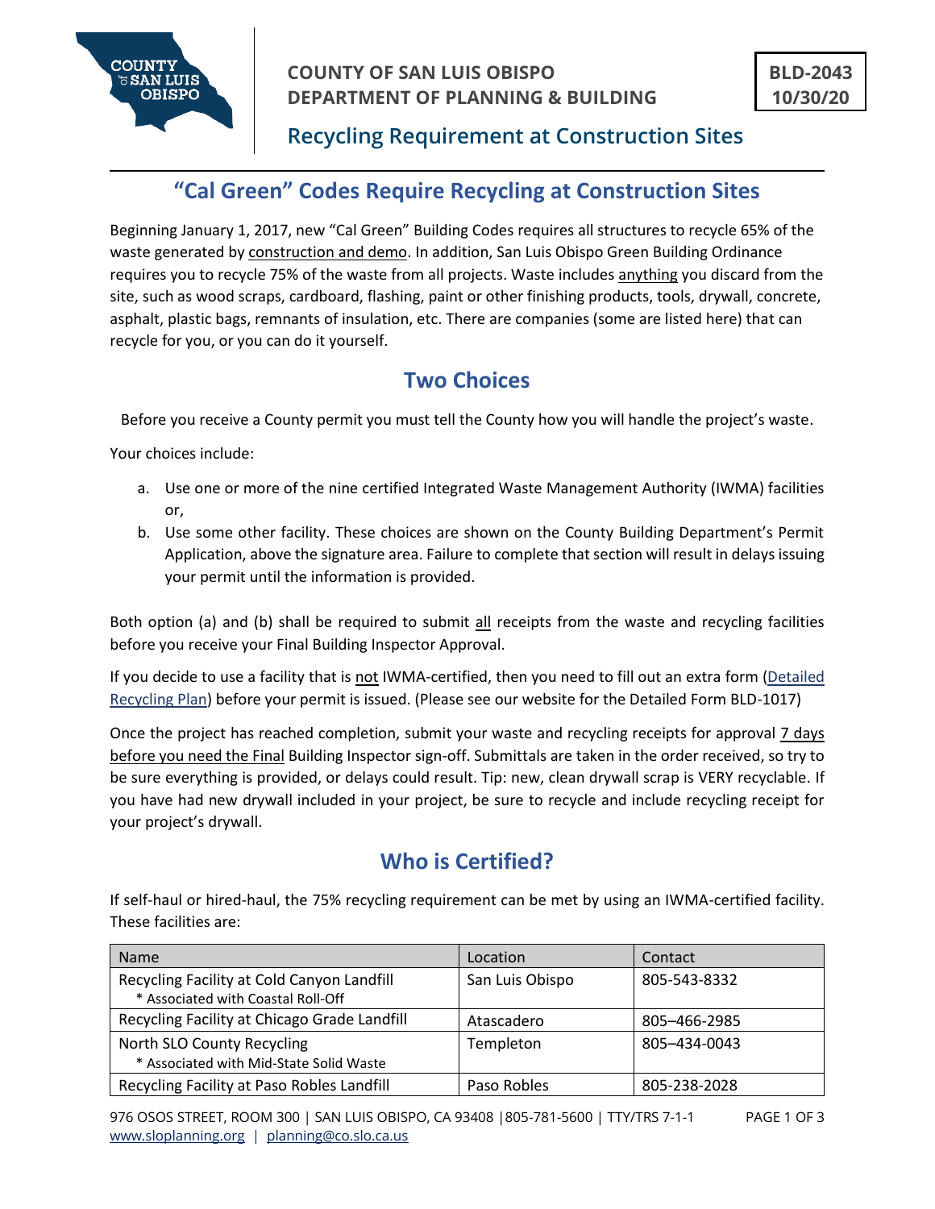# COUNTY OF SAN LUIS OBISPO
# DEPARTMENT OF PLANNING & BUILDING

**BLD-2043**
**10/30/20**

## Recycling Requirement at Construction Sites

## "Cal Green" Codes Require Recycling at Construction Sites

Beginning January 1, 2017, new "Cal Green" Building Codes requires all structures to recycle 65% of the waste generated by construction and demo. In addition, San Luis Obispo Green Building Ordinance requires you to recycle 75% of the waste from all projects. Waste includes anything you discard from the site, such as wood scraps, cardboard, flashing, paint or other finishing products, tools, drywall, concrete, asphalt, plastic bags, remnants of insulation, etc. There are companies (some are listed here) that can recycle for you, or you can do it yourself.

## Two Choices

Before you receive a County permit you must tell the County how you will handle the project's waste.

Your choices include:

a. Use one or more of the nine certified Integrated Waste Management Authority (IWMA) facilities or,
b. Use some other facility. These choices are shown on the County Building Department's Permit Application, above the signature area. Failure to complete that section will result in delays issuing your permit until the information is provided.

Both option (a) and (b) shall be required to submit all receipts from the waste and recycling facilities before you receive your Final Building Inspector Approval.

If you decide to use a facility that is not IWMA-certified, then you need to fill out an extra form (Detailed Recycling Plan) before your permit is issued. (Please see our website for the Detailed Form BLD-1017)

Once the project has reached completion, submit your waste and recycling receipts for approval 7 days before you need the Final Building Inspector sign-off. Submittals are taken in the order received, so try to be sure everything is provided, or delays could result. Tip: new, clean drywall scrap is VERY recyclable. If you have had new drywall included in your project, be sure to recycle and include recycling receipt for your project's drywall.

## Who is Certified?

If self-haul or hired-haul, the 75% recycling requirement can be met by using an IWMA-certified facility. These facilities are:

| Name | Location | Contact |
|---|---|---|
| Recycling Facility at Cold Canyon Landfill<br>* Associated with Coastal Roll-Off | San Luis Obispo | 805-543-8332 |
| Recycling Facility at Chicago Grade Landfill | Atascadero | 805–466-2985 |
| North SLO County Recycling<br>* Associated with Mid-State Solid Waste | Templeton | 805–434-0043 |
| Recycling Facility at Paso Robles Landfill | Paso Robles | 805-238-2028 |

976 OSOS STREET, ROOM 300 | SAN LUIS OBISPO, CA 93408 | 805-781-5600 | TTY/TRS 7-1-1
www.sloplanning.org | planning@co.slo.ca.us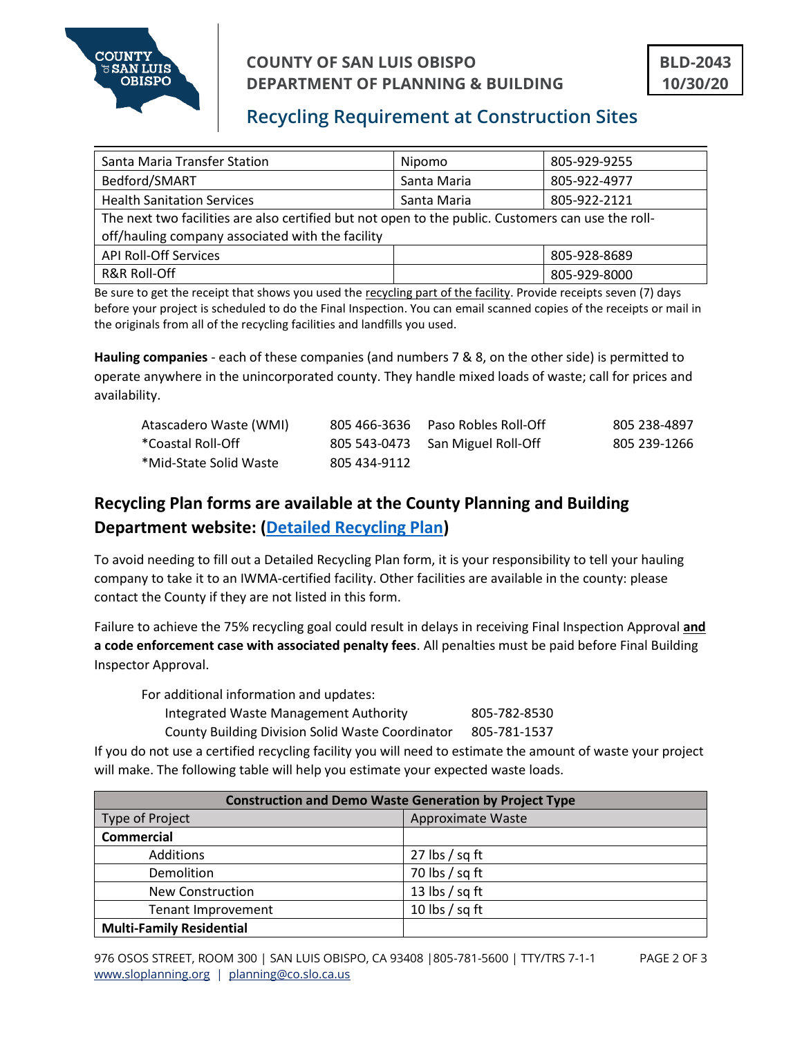| Santa Maria Transfer Station | Nipomo | 805-929-9255 |
|---|---|---|
| Bedford/SMART | Santa Maria | 805-922-4977 |
| Health Sanitation Services | Santa Maria | 805-922-2121 |
| The next two facilities are also certified but not open to the public. Customers can use the roll-off/hauling company associated with the facility | | |
| API Roll-Off Services | | 805-928-8689 |
| R&R Roll-Off | | 805-929-8000 |

Be sure to get the receipt that shows you used the recycling part of the facility. Provide receipts seven (7) days before your project is scheduled to do the Final Inspection. You can email scanned copies of the receipts or mail in the originals from all of the recycling facilities and landfills you used.

**Hauling companies** - each of these companies (and numbers 7 & 8, on the other side) is permitted to operate anywhere in the unincorporated county. They handle mixed loads of waste; call for prices and availability.

| | | | |
|---|---|---|---|
| Atascadero Waste (WMI) | 805 466-3636 | Paso Robles Roll-Off | 805 238-4897 |
| *Coastal Roll-Off | 805 543-0473 | San Miguel Roll-Off | 805 239-1266 |
| *Mid-State Solid Waste | 805 434-9112 | | |

## Recycling Plan forms are available at the County Planning and Building Department website: (Detailed Recycling Plan)

To avoid needing to fill out a Detailed Recycling Plan form, it is your responsibility to tell your hauling company to take it to an IWMA-certified facility. Other facilities are available in the county: please contact the County if they are not listed in this form.

Failure to achieve the 75% recycling goal could result in delays in receiving Final Inspection Approval **and a code enforcement case with associated penalty fees**. All penalties must be paid before Final Building Inspector Approval.

For additional information and updates:

| | |
|---|---|
| Integrated Waste Management Authority | 805-782-8530 |
| County Building Division Solid Waste Coordinator | 805-781-1537 |

If you do not use a certified recycling facility you will need to estimate the amount of waste your project will make. The following table will help you estimate your expected waste loads.

| Construction and Demo Waste Generation by Project Type | |
|---|---|
| Type of Project | Approximate Waste |
| **Commercial** | |
| Additions | 27 lbs / sq ft |
| Demolition | 70 lbs / sq ft |
| New Construction | 13 lbs / sq ft |
| Tenant Improvement | 10 lbs / sq ft |
| **Multi-Family Residential** | |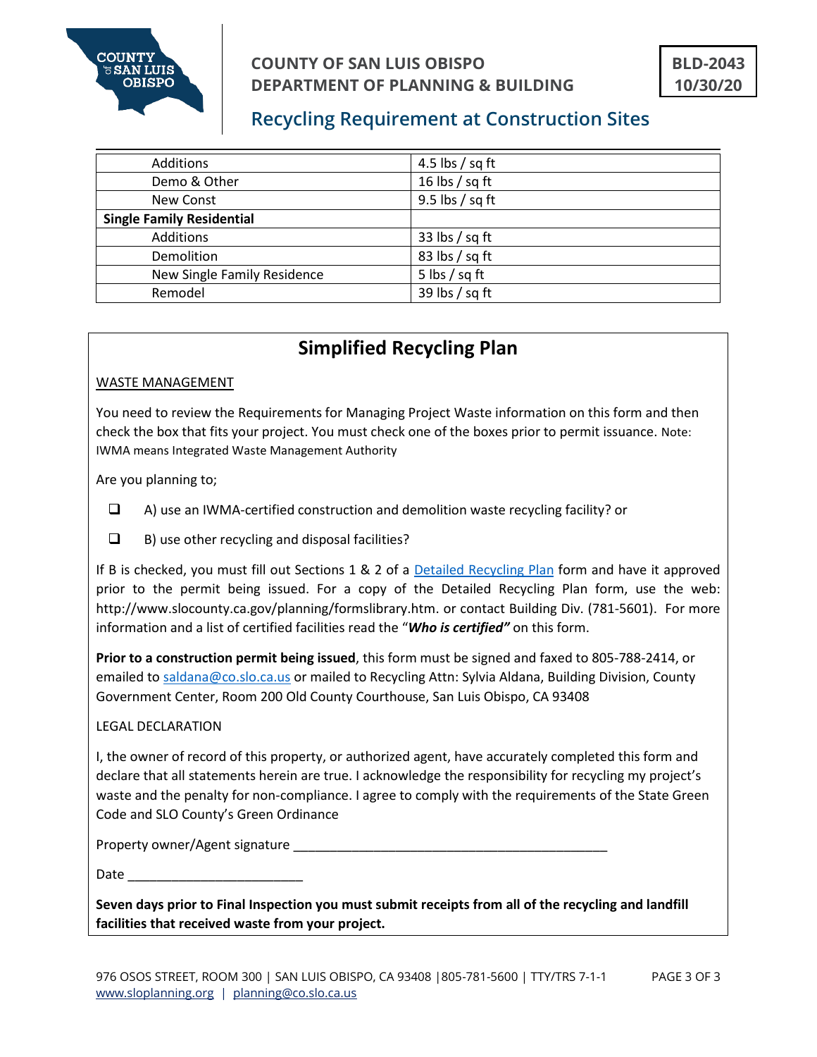| | |
|---|---|
| Additions | 4.5 lbs / sq ft |
| Demo & Other | 16 lbs / sq ft |
| New Const | 9.5 lbs / sq ft |
| **Single Family Residential** | |
| Additions | 33 lbs / sq ft |
| Demolition | 83 lbs / sq ft |
| New Single Family Residence | 5 lbs / sq ft |
| Remodel | 39 lbs / sq ft |

## Simplified Recycling Plan

WASTE MANAGEMENT

You need to review the Requirements for Managing Project Waste information on this form and then check the box that fits your project. You must check one of the boxes prior to permit issuance. Note: IWMA means Integrated Waste Management Authority

Are you planning to;

- ☐ A) use an IWMA-certified construction and demolition waste recycling facility? or
- ☐ B) use other recycling and disposal facilities?

If B is checked, you must fill out Sections 1 & 2 of a Detailed Recycling Plan form and have it approved prior to the permit being issued. For a copy of the Detailed Recycling Plan form, use the web: http://www.slocounty.ca.gov/planning/formslibrary.htm. or contact Building Div. (781-5601). For more information and a list of certified facilities read the "***Who is certified"*** on this form.

**Prior to a construction permit being issued**, this form must be signed and faxed to 805-788-2414, or emailed to saldana@co.slo.ca.us or mailed to Recycling Attn: Sylvia Aldana, Building Division, County Government Center, Room 200 Old County Courthouse, San Luis Obispo, CA 93408

LEGAL DECLARATION

I, the owner of record of this property, or authorized agent, have accurately completed this form and declare that all statements herein are true. I acknowledge the responsibility for recycling my project's waste and the penalty for non-compliance. I agree to comply with the requirements of the State Green Code and SLO County's Green Ordinance

Property owner/Agent signature ____________________________________________

Date ________________________

**Seven days prior to Final Inspection you must submit receipts from all of the recycling and landfill facilities that received waste from your project.**